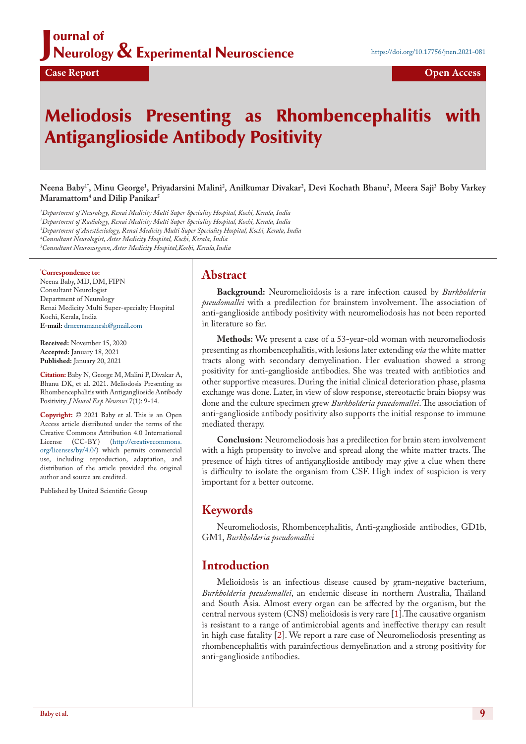Journal of Neurology & Experimental Neuroscience

https://doi.org/10.17756/jnen.2021-081

**Case Report** | **Open Access**

# Meliodosis Presenting as Rhombencephalitis with Antiganglioside Antibody Positivity

**Neena Baby[1*], Minu George[1], Priyadarsini Malini[2], Anilkumar Divakar[2], Devi Kochath Bhanu[2], Meera Saji[3] Boby Varkey Maramattom[4] and Dilip Panikar[5]**

[1]*Department of Neurology, Renai Medicity Multi Super Speciality Hospital, Kochi, Kerala, India*
[2]*Department of Radiology, Renai Medicity Multi Super Speciality Hospital, Kochi, Kerala, India*
[3]*Department of Anesthesiology, Renai Medicity Multi Super Speciality Hospital, Kochi, Kerala, India*
[4]*Consultant Neurologist, Aster Medicity Hospital, Kochi, Kerala, India*
[5]*Consultant Neurosurgeon, Aster Medicity Hospital,Kochi, Kerala,India*

**[*]Correspondence to:**
Neena Baby, MD, DM, FIPN
Consultant Neurologist
Department of Neurology
Renai Medicity Multi Super-specialty Hospital
Kochi, Kerala, India
**E-mail:** drneenamanesh@gmail.com

**Received:** November 15, 2020
**Accepted:** January 18, 2021
**Published:** January 20, 2021

**Citation:** Baby N, George M, Malini P, Divakar A, Bhanu DK, et al. 2021. Meliodosis Presenting as Rhombencephalitis with Antiganglioside Antibody Positivity. *J Neurol Exp Neurosci* 7(1): 9-14.

**Copyright:** © 2021 Baby et al. This is an Open Access article distributed under the terms of the Creative Commons Attribution 4.0 International License (CC-BY) (http://creativecommons.org/licenses/by/4.0/) which permits commercial use, including reproduction, adaptation, and distribution of the article provided the original author and source are credited.

Published by United Scientific Group

## Abstract

**Background:** Neuromelioidosis is a rare infection caused by *Burkholderia pseudomallei* with a predilection for brainstem involvement. The association of anti-ganglioside antibody positivity with neuromeliodosis has not been reported in literature so far.

**Methods:** We present a case of a 53-year-old woman with neuromeliodosis presenting as rhombencephalitis, with lesions later extending *via* the white matter tracts along with secondary demyelination. Her evaluation showed a strong positivity for anti-ganglioside antibodies. She was treated with antibiotics and other supportive measures. During the initial clinical deterioration phase, plasma exchange was done. Later, in view of slow response, stereotactic brain biopsy was done and the culture specimen grew *Burkholderia psuedomallei*. The association of anti-ganglioside antibody positivity also supports the initial response to immune mediated therapy.

**Conclusion:** Neuromeliodosis has a predilection for brain stem involvement with a high propensity to involve and spread along the white matter tracts. The presence of high titres of antiganglioside antibody may give a clue when there is difficulty to isolate the organism from CSF. High index of suspicion is very important for a better outcome.

## Keywords

Neuromeliodosis, Rhombencephalitis, Anti-ganglioside antibodies, GD1b, GM1, *Burkholderia pseudomallei*

## Introduction

Melioidosis is an infectious disease caused by gram-negative bacterium, *Burkholderia pseudomallei*, an endemic disease in northern Australia, Thailand and South Asia. Almost every organ can be affected by the organism, but the central nervous system (CNS) melioidosis is very rare [1].The causative organism is resistant to a range of antimicrobial agents and ineffective therapy can result in high case fatality [2]. We report a rare case of Neuromeliodosis presenting as rhombencephalitis with parainfectious demyelination and a strong positivity for anti-ganglioside antibodies.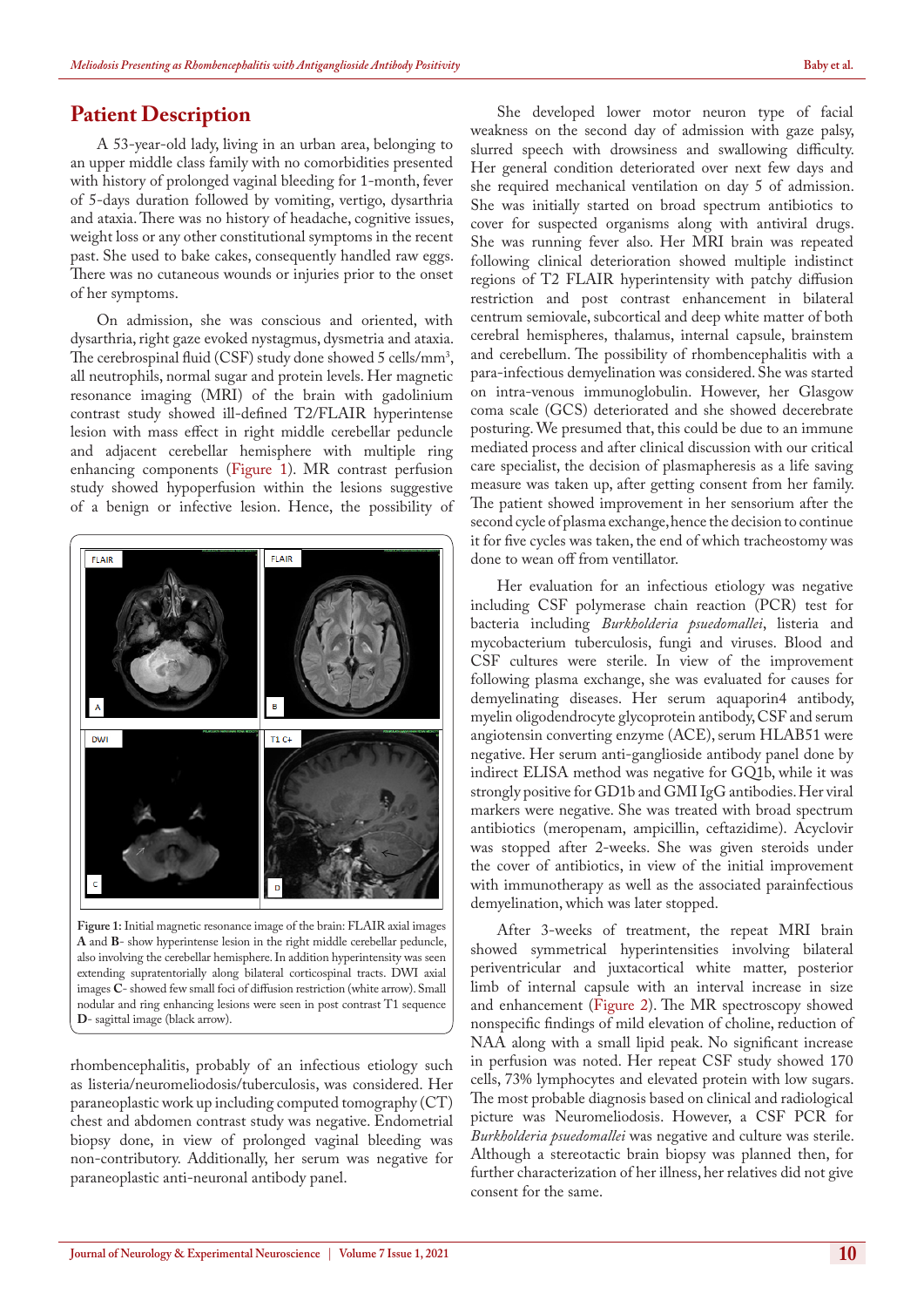# Patient Description

A 53-year-old lady, living in an urban area, belonging to an upper middle class family with no comorbidities presented with history of prolonged vaginal bleeding for 1-month, fever of 5-days duration followed by vomiting, vertigo, dysarthria and ataxia. There was no history of headache, cognitive issues, weight loss or any other constitutional symptoms in the recent past. She used to bake cakes, consequently handled raw eggs. There was no cutaneous wounds or injuries prior to the onset of her symptoms.

On admission, she was conscious and oriented, with dysarthria, right gaze evoked nystagmus, dysmetria and ataxia. The cerebrospinal fluid (CSF) study done showed 5 cells/mm$^3$, all neutrophils, normal sugar and protein levels. Her magnetic resonance imaging (MRI) of the brain with gadolinium contrast study showed ill-defined T2/FLAIR hyperintense lesion with mass effect in right middle cerebellar peduncle and adjacent cerebellar hemisphere with multiple ring enhancing components (Figure 1). MR contrast perfusion study showed hypoperfusion within the lesions suggestive of a benign or infective lesion. Hence, the possibility of rhombencephalitis, probably of an infectious etiology such as listeria/neuromeliodosis/tuberculosis, was considered. Her paraneoplastic work up including computed tomography (CT) chest and abdomen contrast study was negative. Endometrial biopsy done, in view of prolonged vaginal bleeding was non-contributory. Additionally, her serum was negative for paraneoplastic anti-neuronal antibody panel.

**Figure 1:** Initial magnetic resonance image of the brain: FLAIR axial images **A** and **B**- show hyperintense lesion in the right middle cerebellar peduncle, also involving the cerebellar hemisphere. In addition hyperintensity was seen extending supratentorially along bilateral corticospinal tracts. DWI axial images **C**- showed few small foci of diffusion restriction (white arrow). Small nodular and ring enhancing lesions were seen in post contrast T1 sequence **D**- sagittal image (black arrow).

She developed lower motor neuron type of facial weakness on the second day of admission with gaze palsy, slurred speech with drowsiness and swallowing difficulty. Her general condition deteriorated over next few days and she required mechanical ventilation on day 5 of admission. She was initially started on broad spectrum antibiotics to cover for suspected organisms along with antiviral drugs. She was running fever also. Her MRI brain was repeated following clinical deterioration showed multiple indistinct regions of T2 FLAIR hyperintensity with patchy diffusion restriction and post contrast enhancement in bilateral centrum semiovale, subcortical and deep white matter of both cerebral hemispheres, thalamus, internal capsule, brainstem and cerebellum. The possibility of rhombencephalitis with a para-infectious demyelination was considered. She was started on intra-venous immunoglobulin. However, her Glasgow coma scale (GCS) deteriorated and she showed decerebrate posturing. We presumed that, this could be due to an immune mediated process and after clinical discussion with our critical care specialist, the decision of plasmapheresis as a life saving measure was taken up, after getting consent from her family. The patient showed improvement in her sensorium after the second cycle of plasma exchange, hence the decision to continue it for five cycles was taken, the end of which tracheostomy was done to wean off from ventillator.

Her evaluation for an infectious etiology was negative including CSF polymerase chain reaction (PCR) test for bacteria including *Burkholderia psuedomallei*, listeria and mycobacterium tuberculosis, fungi and viruses. Blood and CSF cultures were sterile. In view of the improvement following plasma exchange, she was evaluated for causes for demyelinating diseases. Her serum aquaporin4 antibody, myelin oligodendrocyte glycoprotein antibody, CSF and serum angiotensin converting enzyme (ACE), serum HLAB51 were negative. Her serum anti-ganglioside antibody panel done by indirect ELISA method was negative for GQ1b, while it was strongly positive for GD1b and GMI IgG antibodies. Her viral markers were negative. She was treated with broad spectrum antibiotics (meropenam, ampicillin, ceftazidime). Acyclovir was stopped after 2-weeks. She was given steroids under the cover of antibiotics, in view of the initial improvement with immunotherapy as well as the associated parainfectious demyelination, which was later stopped.

After 3-weeks of treatment, the repeat MRI brain showed symmetrical hyperintensities involving bilateral periventricular and juxtacortical white matter, posterior limb of internal capsule with an interval increase in size and enhancement (Figure 2). The MR spectroscopy showed nonspecific findings of mild elevation of choline, reduction of NAA along with a small lipid peak. No significant increase in perfusion was noted. Her repeat CSF study showed 170 cells, 73% lymphocytes and elevated protein with low sugars. The most probable diagnosis based on clinical and radiological picture was Neuromeliodosis. However, a CSF PCR for *Burkholderia psuedomallei* was negative and culture was sterile. Although a stereotactic brain biopsy was planned then, for further characterization of her illness, her relatives did not give consent for the same.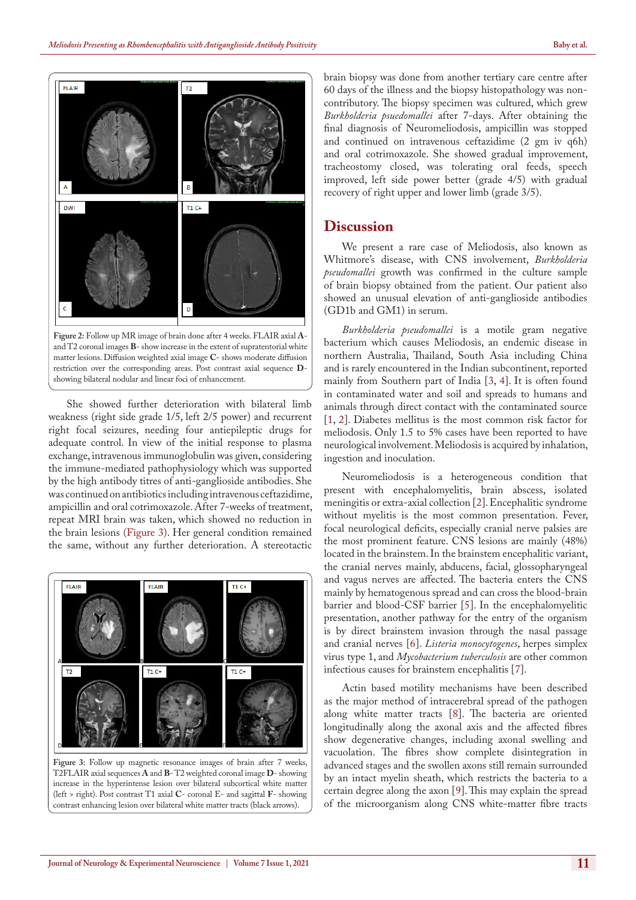Figure 2: Follow up MR image of brain done after 4 weeks. FLAIR axial **A**- and T2 coronal images **B**- show increase in the extent of supratentorial white matter lesions. Diffusion weighted axial image **C**- shows moderate diffusion restriction over the corresponding areas. Post contrast axial sequence **D**- showing bilateral nodular and linear foci of enhancement.

She showed further deterioration with bilateral limb weakness (right side grade 1/5, left 2/5 power) and recurrent right focal seizures, needing four antiepileptic drugs for adequate control. In view of the initial response to plasma exchange, intravenous immunoglobulin was given, considering the immune-mediated pathophysiology which was supported by the high antibody titres of anti-ganglioside antibodies. She was continued on antibiotics including intravenous ceftazidime, ampicillin and oral cotrimoxazole. After 7-weeks of treatment, repeat MRI brain was taken, which showed no reduction in the brain lesions (Figure 3). Her general condition remained the same, without any further deterioration. A stereotactic brain biopsy was done from another tertiary care centre after 60 days of the illness and the biopsy histopathology was non-contributory. The biopsy specimen was cultured, which grew *Burkholderia psuedomallei* after 7-days. After obtaining the final diagnosis of Neuromeliodiosis, ampicillin was stopped and continued on intravenous ceftazidime (2 gm iv q6h) and oral cotrimoxazole. She showed gradual improvement, tracheostomy closed, was tolerating oral feeds, speech improved, left side power better (grade 4/5) with gradual recovery of right upper and lower limb (grade 3/5).

Figure 3: Follow up magnetic resonance images of brain after 7 weeks, T2FLAIR axial sequences **A** and **B**- T2 weighted coronal image **D**- showing increase in the hyperintense lesion over bilateral subcortical white matter (left > right). Post contrast T1 axial **C**- coronal E- and sagittal **F**- showing contrast enhancing lesion over bilateral white matter tracts (black arrows).

## Discussion

We present a rare case of Meliodosis, also known as Whitmore's disease, with CNS involvement, *Burkholderia pseudomallei* growth was confirmed in the culture sample of brain biopsy obtained from the patient. Our patient also showed an unusual elevation of anti-ganglioside antibodies (GD1b and GM1) in serum.

*Burkholderia pseudomallei* is a motile gram negative bacterium which causes Meliodosis, an endemic disease in northern Australia, Thailand, South Asia including China and is rarely encountered in the Indian subcontinent, reported mainly from Southern part of India [3, 4]. It is often found in contaminated water and soil and spreads to humans and animals through direct contact with the contaminated source [1, 2]. Diabetes mellitus is the most common risk factor for meliodosis. Only 1.5 to 5% cases have been reported to have neurological involvement. Meliodosis is acquired by inhalation, ingestion and inoculation.

Neuromeliodosis is a heterogeneous condition that present with encephalomyelitis, brain abscess, isolated meningitis or extra-axial collection [2]. Encephalitic syndrome without myelitis is the most common presentation. Fever, focal neurological deficits, especially cranial nerve palsies are the most prominent feature. CNS lesions are mainly (48%) located in the brainstem. In the brainstem encephalitic variant, the cranial nerves mainly, abducens, facial, glossopharyngeal and vagus nerves are affected. The bacteria enters the CNS mainly by hematogenous spread and can cross the blood-brain barrier and blood-CSF barrier [5]. In the encephalomyelitic presentation, another pathway for the entry of the organism is by direct brainstem invasion through the nasal passage and cranial nerves [6]. *Listeria monocytogenes*, herpes simplex virus type 1, and *Mycobacterium tuberculosis* are other common infectious causes for brainstem encephalitis [7].

Actin based motility mechanisms have been described as the major method of intracerebral spread of the pathogen along white matter tracts [8]. The bacteria are oriented longitudinally along the axonal axis and the affected fibres show degenerative changes, including axonal swelling and vacuolation. The fibres show complete disintegration in advanced stages and the swollen axons still remain surrounded by an intact myelin sheath, which restricts the bacteria to a certain degree along the axon [9]. This may explain the spread of the microorganism along CNS white-matter fibre tracts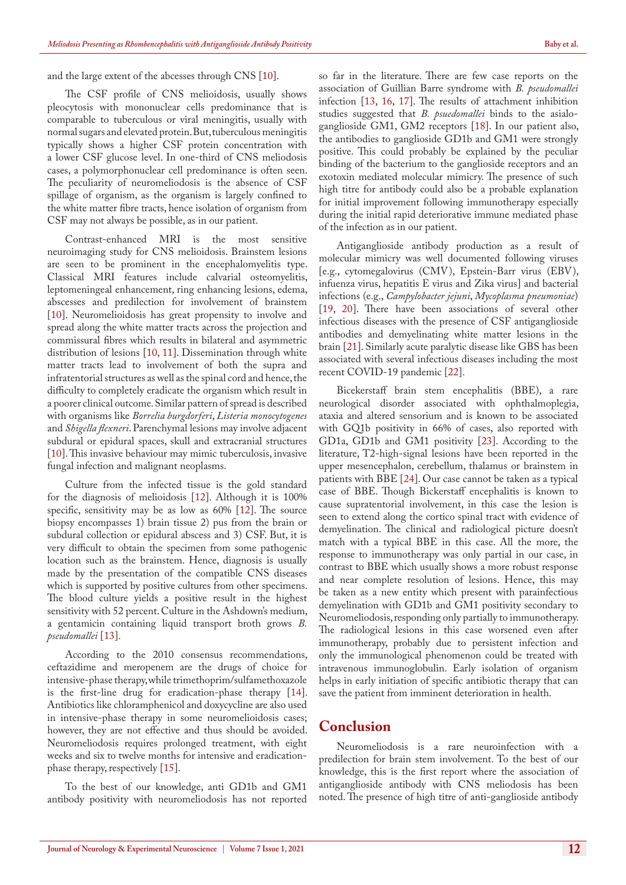and the large extent of the abcesses through CNS [10].

The CSF profile of CNS melioidosis, usually shows pleocytosis with mononuclear cells predominance that is comparable to tuberculous or viral meningitis, usually with normal sugars and elevated protein. But, tuberculous meningitis typically shows a higher CSF protein concentration with a lower CSF glucose level. In one-third of CNS meliodosis cases, a polymorphonuclear cell predominance is often seen. The peculiarity of neuromeliodosis is the absence of CSF spillage of organism, as the organism is largely confined to the white matter fibre tracts, hence isolation of organism from CSF may not always be possible, as in our patient.

Contrast-enhanced MRI is the most sensitive neuroimaging study for CNS melioidosis. Brainstem lesions are seen to be prominent in the encephalomyelitis type. Classical MRI features include calvarial osteomyelitis, leptomeningeal enhancement, ring enhancing lesions, edema, abscesses and predilection for involvement of brainstem [10]. Neuromelioidosis has great propensity to involve and spread along the white matter tracts across the projection and commissural fibres which results in bilateral and asymmetric distribution of lesions [10, 11]. Dissemination through white matter tracts lead to involvement of both the supra and infratentorial structures as well as the spinal cord and hence, the difficulty to completely eradicate the organism which result in a poorer clinical outcome. Similar pattern of spread is described with organisms like *Borrelia burgdorferi*, *Listeria monocytogenes* and *Shigella flexneri*. Parenchymal lesions may involve adjacent subdural or epidural spaces, skull and extracranial structures [10]. This invasive behaviour may mimic tuberculosis, invasive fungal infection and malignant neoplasms.

Culture from the infected tissue is the gold standard for the diagnosis of melioidosis [12]. Although it is 100% specific, sensitivity may be as low as 60% [12]. The source biopsy encompasses 1) brain tissue 2) pus from the brain or subdural collection or epidural abscess and 3) CSF. But, it is very difficult to obtain the specimen from some pathogenic location such as the brainstem. Hence, diagnosis is usually made by the presentation of the compatible CNS diseases which is supported by positive cultures from other specimens. The blood culture yields a positive result in the highest sensitivity with 52 percent. Culture in the Ashdown's medium, a gentamicin containing liquid transport broth grows *B. pseudomallei* [13].

According to the 2010 consensus recommendations, ceftazidime and meropenem are the drugs of choice for intensive-phase therapy, while trimethoprim/sulfamethoxazole is the first-line drug for eradication-phase therapy [14]. Antibiotics like chloramphenicol and doxycycline are also used in intensive-phase therapy in some neuromelioidosis cases; however, they are not effective and thus should be avoided. Neuromeliodosis requires prolonged treatment, with eight weeks and six to twelve months for intensive and eradication-phase therapy, respectively [15].

To the best of our knowledge, anti GD1b and GM1 antibody positivity with neuromeliodosis has not reported so far in the literature. There are few case reports on the association of Guillian Barre syndrome with *B. pseudomallei* infection [13, 16, 17]. The results of attachment inhibition studies suggested that *B. psuedomallei* binds to the asialo-ganglioside GM1, GM2 receptors [18]. In our patient also, the antibodies to ganglioside GD1b and GM1 were strongly positive. This could probably be explained by the peculiar binding of the bacterium to the ganglioside receptors and an exotoxin mediated molecular mimicry. The presence of such high titre for antibody could also be a probable explanation for initial improvement following immunotherapy especially during the initial rapid deteriorative immune mediated phase of the infection as in our patient.

Antiganglioside antibody production as a result of molecular mimicry was well documented following viruses [e.g., cytomegalovirus (CMV), Epstein-Barr virus (EBV), infuenza virus, hepatitis E virus and Zika virus] and bacterial infections (e.g., *Campylobacter jejuni*, *Mycoplasma pneumoniae*) [19, 20]. There have been associations of several other infectious diseases with the presence of CSF antiganglioside antibodies and demyelinating white matter lesions in the brain [21]. Similarly acute paralytic disease like GBS has been associated with several infectious diseases including the most recent COVID-19 pandemic [22].

Bicekerstaff brain stem encephalitis (BBE), a rare neurological disorder associated with ophthalmoplegia, ataxia and altered sensorium and is known to be associated with GQ1b positivity in 66% of cases, also reported with GD1a, GD1b and GM1 positivity [23]. According to the literature, T2-high-signal lesions have been reported in the upper mesencephalon, cerebellum, thalamus or brainstem in patients with BBE [24]. Our case cannot be taken as a typical case of BBE. Though Bickerstaff encephalitis is known to cause supratentorial involvement, in this case the lesion is seen to extend along the cortico spinal tract with evidence of demyelination. The clinical and radiological picture doesn't match with a typical BBE in this case. All the more, the response to immunotherapy was only partial in our case, in contrast to BBE which usually shows a more robust response and near complete resolution of lesions. Hence, this may be taken as a new entity which present with parainfectious demyelination with GD1b and GM1 positivity secondary to Neuromeliodosis, responding only partially to immunotherapy. The radiological lesions in this case worsened even after immunotherapy, probably due to persistent infection and only the immunological phenomenon could be treated with intravenous immunoglobulin. Early isolation of organism helps in early initiation of specific antibiotic therapy that can save the patient from imminent deterioration in health.

## Conclusion

Neuromeliodosis is a rare neuroinfection with a predilection for brain stem involvement. To the best of our knowledge, this is the first report where the association of antiganglioside antibody with CNS meliodosis has been noted. The presence of high titre of anti-ganglioside antibody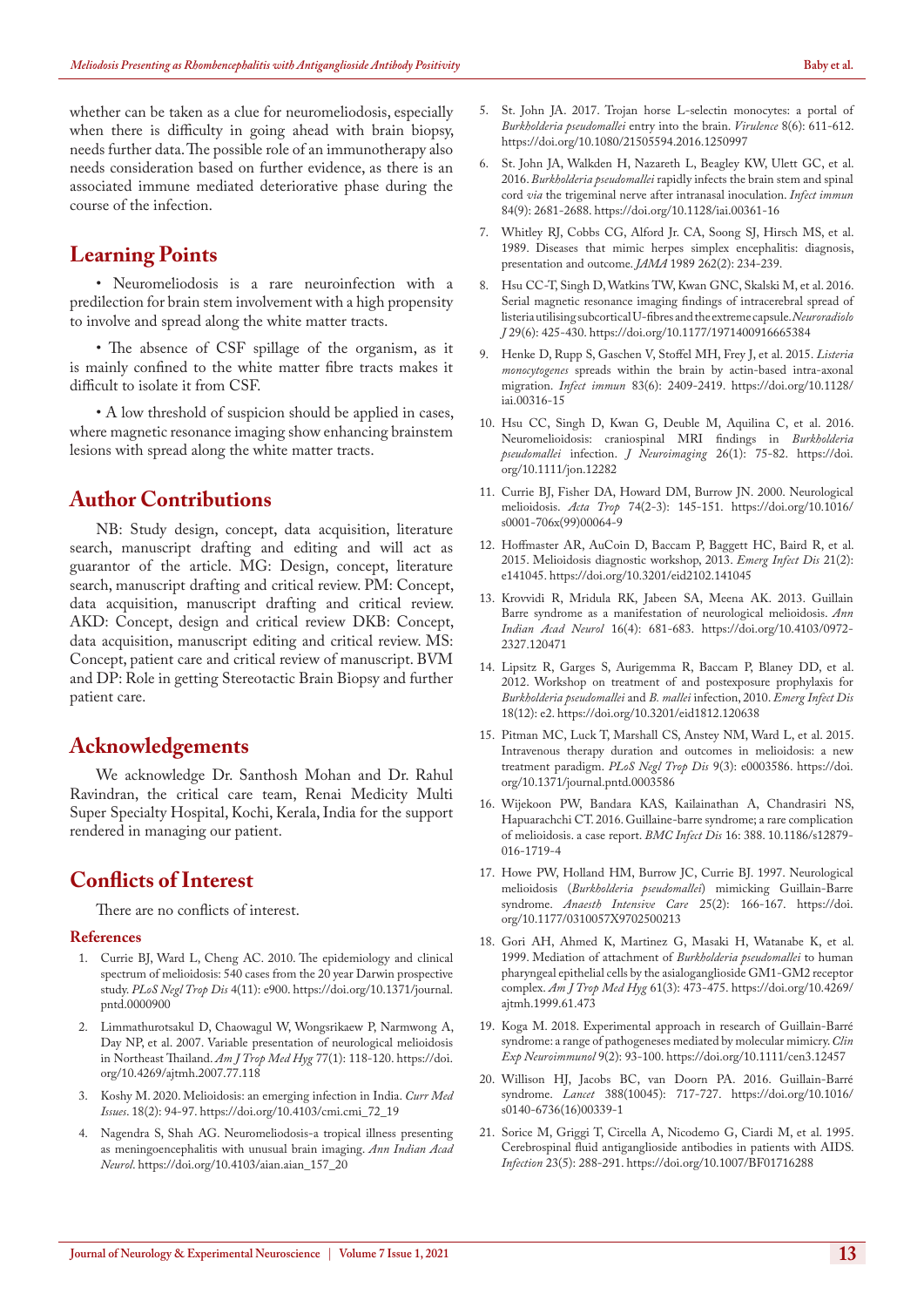whether can be taken as a clue for neuromeliodosis, especially when there is difficulty in going ahead with brain biopsy, needs further data. The possible role of an immunotherapy also needs consideration based on further evidence, as there is an associated immune mediated deteriorative phase during the course of the infection.

## Learning Points

• Neuromeliodosis is a rare neuroinfection with a predilection for brain stem involvement with a high propensity to involve and spread along the white matter tracts.

• The absence of CSF spillage of the organism, as it is mainly confined to the white matter fibre tracts makes it difficult to isolate it from CSF.

• A low threshold of suspicion should be applied in cases, where magnetic resonance imaging show enhancing brainstem lesions with spread along the white matter tracts.

## Author Contributions

NB: Study design, concept, data acquisition, literature search, manuscript drafting and editing and will act as guarantor of the article. MG: Design, concept, literature search, manuscript drafting and critical review. PM: Concept, data acquisition, manuscript drafting and critical review. AKD: Concept, design and critical review DKB: Concept, data acquisition, manuscript editing and critical review. MS: Concept, patient care and critical review of manuscript. BVM and DP: Role in getting Stereotactic Brain Biopsy and further patient care.

## Acknowledgements

We acknowledge Dr. Santhosh Mohan and Dr. Rahul Ravindran, the critical care team, Renai Medicity Multi Super Specialty Hospital, Kochi, Kerala, India for the support rendered in managing our patient.

## Conflicts of Interest

There are no conflicts of interest.

### References

1. Currie BJ, Ward L, Cheng AC. 2010. The epidemiology and clinical spectrum of melioidosis: 540 cases from the 20 year Darwin prospective study. *PLoS Negl Trop Dis* 4(11): e900. https://doi.org/10.1371/journal.pntd.0000900
2. Limmathurotsakul D, Chaowagul W, Wongsrikaew P, Narmwong A, Day NP, et al. 2007. Variable presentation of neurological melioidosis in Northeast Thailand. *Am J Trop Med Hyg* 77(1): 118-120. https://doi.org/10.4269/ajtmh.2007.77.118
3. Koshy M. 2020. Melioidosis: an emerging infection in India. *Curr Med Issues*. 18(2): 94-97. https://doi.org/10.4103/cmi.cmi_72_19
4. Nagendra S, Shah AG. Neuromeliodosis-a tropical illness presenting as meningoencephalitis with unusual brain imaging. *Ann Indian Acad Neurol*. https://doi.org/10.4103/aian.aian_157_20
5. St. John JA. 2017. Trojan horse L-selectin monocytes: a portal of *Burkholderia pseudomallei* entry into the brain. *Virulence* 8(6): 611-612. https://doi.org/10.1080/21505594.2016.1250997
6. St. John JA, Walkden H, Nazareth L, Beagley KW, Ulett GC, et al. 2016. *Burkholderia pseudomallei* rapidly infects the brain stem and spinal cord *via* the trigeminal nerve after intranasal inoculation. *Infect immun* 84(9): 2681-2688. https://doi.org/10.1128/iai.00361-16
7. Whitley RJ, Cobbs CG, Alford Jr. CA, Soong SJ, Hirsch MS, et al. 1989. Diseases that mimic herpes simplex encephalitis: diagnosis, presentation and outcome. *JAMA* 1989 262(2): 234-239.
8. Hsu CC-T, Singh D, Watkins TW, Kwan GNC, Skalski M, et al. 2016. Serial magnetic resonance imaging findings of intracerebral spread of listeria utilising subcortical U-fibres and the extreme capsule. *Neuroradiolo J* 29(6): 425-430. https://doi.org/10.1177/1971400916665384
9. Henke D, Rupp S, Gaschen V, Stoffel MH, Frey J, et al. 2015. *Listeria monocytogenes* spreads within the brain by actin-based intra-axonal migration. *Infect immun* 83(6): 2409-2419. https://doi.org/10.1128/iai.00316-15
10. Hsu CC, Singh D, Kwan G, Deuble M, Aquilina C, et al. 2016. Neuromelioidosis: craniospinal MRI findings in *Burkholderia pseudomallei* infection. *J Neuroimaging* 26(1): 75-82. https://doi.org/10.1111/jon.12282
11. Currie BJ, Fisher DA, Howard DM, Burrow JN. 2000. Neurological melioidosis. *Acta Trop* 74(2-3): 145-151. https://doi.org/10.1016/s0001-706x(99)00064-9
12. Hoffmaster AR, AuCoin D, Baccam P, Baggett HC, Baird R, et al. 2015. Melioidosis diagnostic workshop, 2013. *Emerg Infect Dis* 21(2): e141045. https://doi.org/10.3201/eid2102.141045
13. Krovvidi R, Mridula RK, Jabeen SA, Meena AK. 2013. Guillain Barre syndrome as a manifestation of neurological melioidosis. *Ann Indian Acad Neurol* 16(4): 681-683. https://doi.org/10.4103/0972-2327.120471
14. Lipsitz R, Garges S, Aurigemma R, Baccam P, Blaney DD, et al. 2012. Workshop on treatment of and postexposure prophylaxis for *Burkholderia pseudomallei* and *B. mallei* infection, 2010. *Emerg Infect Dis* 18(12): e2. https://doi.org/10.3201/eid1812.120638
15. Pitman MC, Luck T, Marshall CS, Anstey NM, Ward L, et al. 2015. Intravenous therapy duration and outcomes in melioidosis: a new treatment paradigm. *PLoS Negl Trop Dis* 9(3): e0003586. https://doi.org/10.1371/journal.pntd.0003586
16. Wijekoon PW, Bandara KAS, Kailainathan A, Chandrasiri NS, Hapuarachchi CT. 2016. Guillaine-barre syndrome; a rare complication of melioidosis. a case report. *BMC Infect Dis* 16: 388. 10.1186/s12879-016-1719-4
17. Howe PW, Holland HM, Burrow JC, Currie BJ. 1997. Neurological melioidosis (*Burkholderia pseudomallei*) mimicking Guillain-Barre syndrome. *Anaesth Intensive Care* 25(2): 166-167. https://doi.org/10.1177/0310057X9702500213
18. Gori AH, Ahmed K, Martinez G, Masaki H, Watanabe K, et al. 1999. Mediation of attachment of *Burkholderia pseudomallei* to human pharyngeal epithelial cells by the asialoganglioside GM1-GM2 receptor complex. *Am J Trop Med Hyg* 61(3): 473-475. https://doi.org/10.4269/ajtmh.1999.61.473
19. Koga M. 2018. Experimental approach in research of Guillain-Barré syndrome: a range of pathogeneses mediated by molecular mimicry. *Clin Exp Neuroimmunol* 9(2): 93-100. https://doi.org/10.1111/cen3.12457
20. Willison HJ, Jacobs BC, van Doorn PA. 2016. Guillain-Barré syndrome. *Lancet* 388(10045): 717-727. https://doi.org/10.1016/s0140-6736(16)00339-1
21. Sorice M, Griggi T, Circella A, Nicodemo G, Ciardi M, et al. 1995. Cerebrospinal fluid antiganglioside antibodies in patients with AIDS. *Infection* 23(5): 288-291. https://doi.org/10.1007/BF01716288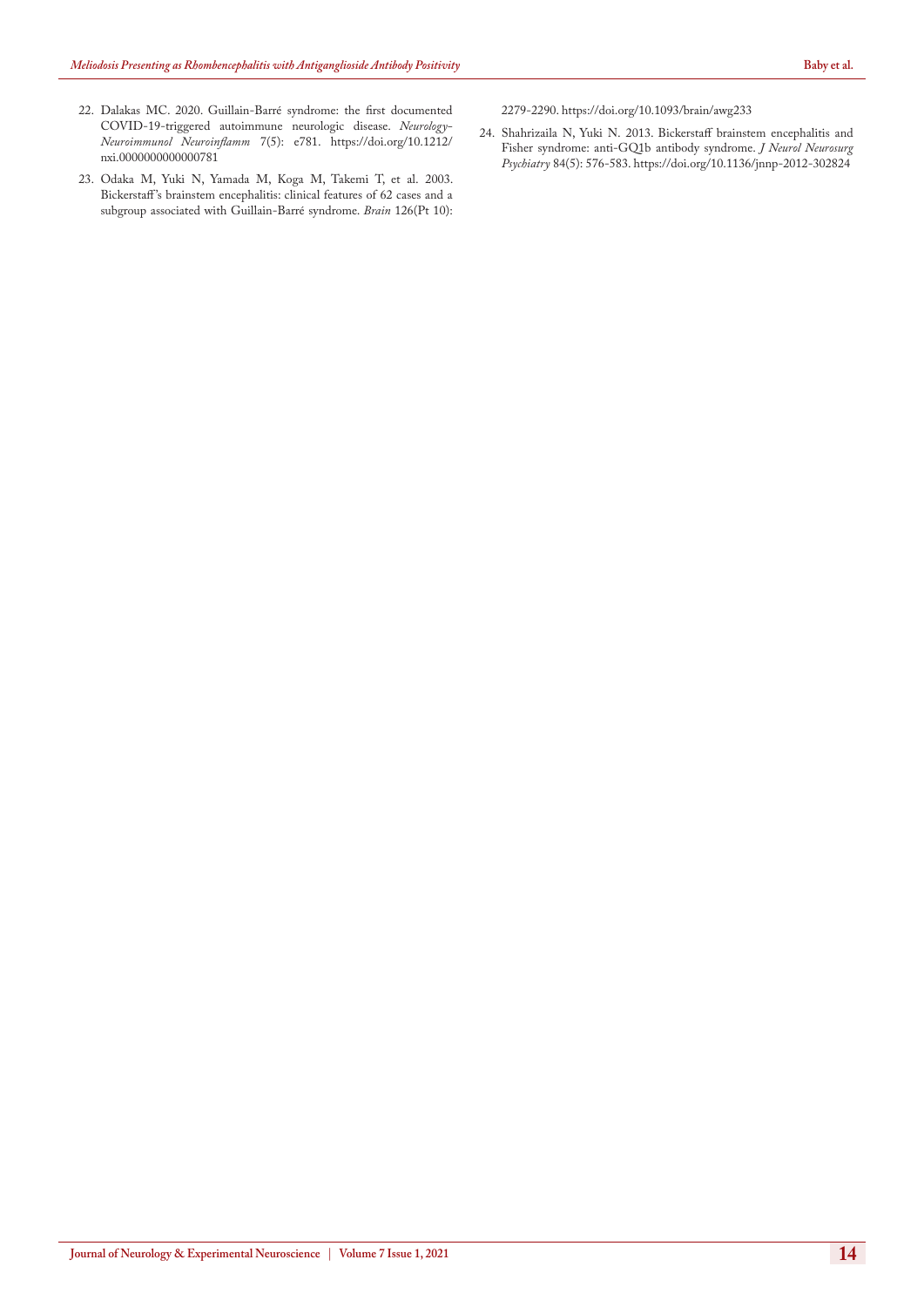22. Dalakas MC. 2020. Guillain-Barré syndrome: the first documented COVID-19-triggered autoimmune neurologic disease. *Neurology-Neuroimmunol Neuroinflamm* 7(5): e781. https://doi.org/10.1212/nxi.0000000000000781

23. Odaka M, Yuki N, Yamada M, Koga M, Takemi T, et al. 2003. Bickerstaff's brainstem encephalitis: clinical features of 62 cases and a subgroup associated with Guillain-Barré syndrome. *Brain* 126(Pt 10): 2279-2290. https://doi.org/10.1093/brain/awg233

24. Shahrizaila N, Yuki N. 2013. Bickerstaff brainstem encephalitis and Fisher syndrome: anti-GQ1b antibody syndrome. *J Neurol Neurosurg Psychiatry* 84(5): 576-583. https://doi.org/10.1136/jnnp-2012-302824